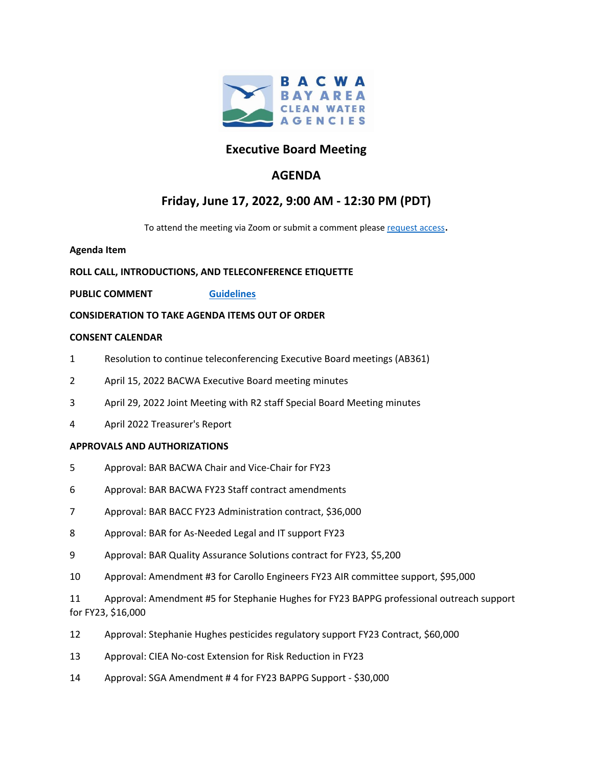BACWA BAY AREA CLEAN WATER AGENCIES

# Executive Board Meeting

## AGENDA

## Friday, June 17, 2022, 9:00 AM - 12:30 PM (PDT)

To attend the meeting via Zoom or submit a comment please request access.

**Agenda Item**

**ROLL CALL, INTRODUCTIONS, AND TELECONFERENCE ETIQUETTE**

**PUBLIC COMMENT** **Guidelines**

**CONSIDERATION TO TAKE AGENDA ITEMS OUT OF ORDER**

**CONSENT CALENDAR**

1 Resolution to continue teleconferencing Executive Board meetings (AB361)

2 April 15, 2022 BACWA Executive Board meeting minutes

3 April 29, 2022 Joint Meeting with R2 staff Special Board Meeting minutes

4 April 2022 Treasurer's Report

**APPROVALS AND AUTHORIZATIONS**

5 Approval: BAR BACWA Chair and Vice-Chair for FY23

6 Approval: BAR BACWA FY23 Staff contract amendments

7 Approval: BAR BACC FY23 Administration contract, $36,000

8 Approval: BAR for As-Needed Legal and IT support FY23

9 Approval: BAR Quality Assurance Solutions contract for FY23, $5,200

10 Approval: Amendment #3 for Carollo Engineers FY23 AIR committee support, $95,000

11 Approval: Amendment #5 for Stephanie Hughes for FY23 BAPPG professional outreach support for FY23, $16,000

12 Approval: Stephanie Hughes pesticides regulatory support FY23 Contract, $60,000

13 Approval: CIEA No-cost Extension for Risk Reduction in FY23

14 Approval: SGA Amendment # 4 for FY23 BAPPG Support - $30,000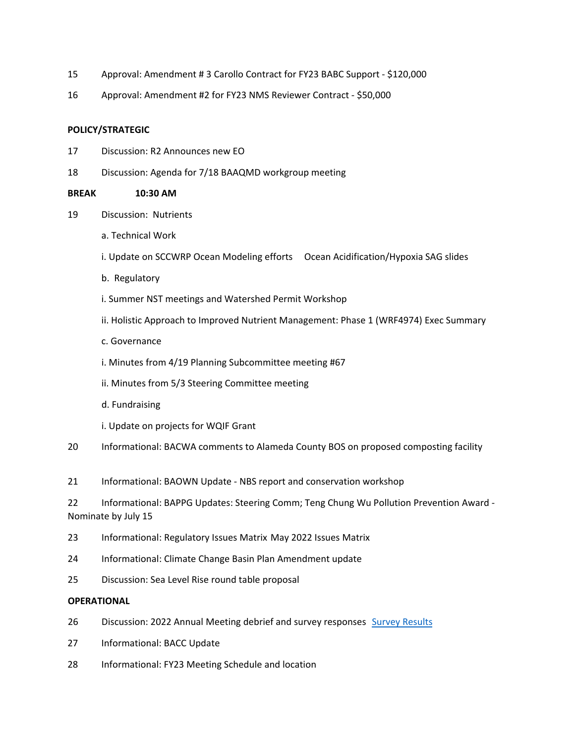15 Approval: Amendment # 3 Carollo Contract for FY23 BABC Support - $120,000

16 Approval: Amendment #2 for FY23 NMS Reviewer Contract - $50,000

**POLICY/STRATEGIC**

17 Discussion: R2 Announces new EO

18 Discussion: Agenda for 7/18 BAAQMD workgroup meeting

**BREAK 10:30 AM**

19 Discussion: Nutrients

a. Technical Work

i. Update on SCCWRP Ocean Modeling efforts Ocean Acidification/Hypoxia SAG slides

b. Regulatory

i. Summer NST meetings and Watershed Permit Workshop

ii. Holistic Approach to Improved Nutrient Management: Phase 1 (WRF4974) Exec Summary

c. Governance

i. Minutes from 4/19 Planning Subcommittee meeting #67

ii. Minutes from 5/3 Steering Committee meeting

d. Fundraising

i. Update on projects for WQIF Grant

20 Informational: BACWA comments to Alameda County BOS on proposed composting facility

21 Informational: BAOWN Update - NBS report and conservation workshop

22 Informational: BAPPG Updates: Steering Comm; Teng Chung Wu Pollution Prevention Award - Nominate by July 15

23 Informational: Regulatory Issues Matrix May 2022 Issues Matrix

24 Informational: Climate Change Basin Plan Amendment update

25 Discussion: Sea Level Rise round table proposal

**OPERATIONAL**

26 Discussion: 2022 Annual Meeting debrief and survey responses Survey Results

27 Informational: BACC Update

28 Informational: FY23 Meeting Schedule and location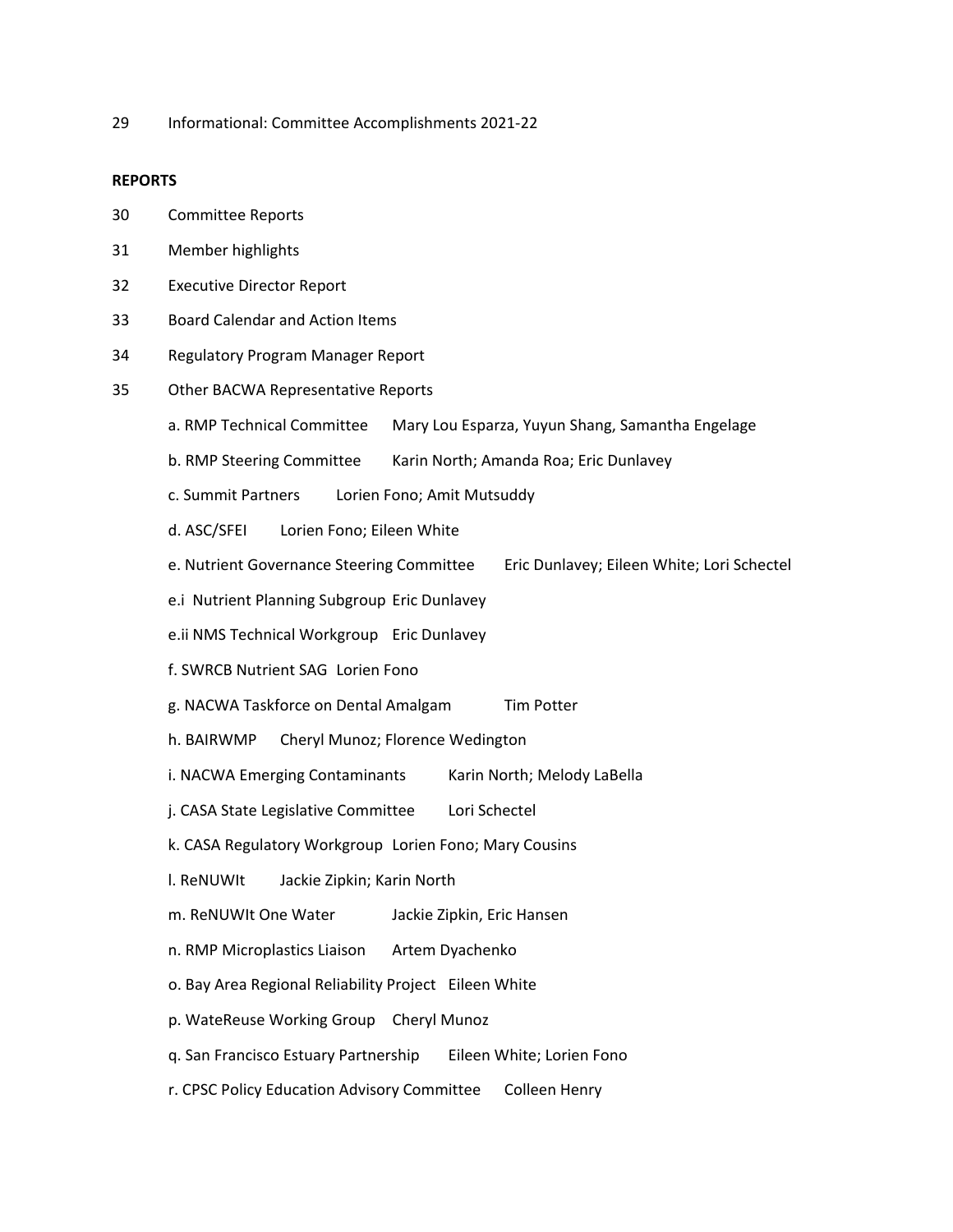29 Informational: Committee Accomplishments 2021-22

**REPORTS**

30 Committee Reports

31 Member highlights

32 Executive Director Report

33 Board Calendar and Action Items

34 Regulatory Program Manager Report

35 Other BACWA Representative Reports

a. RMP Technical Committee Mary Lou Esparza, Yuyun Shang, Samantha Engelage

b. RMP Steering Committee Karin North; Amanda Roa; Eric Dunlavey

c. Summit Partners Lorien Fono; Amit Mutsuddy

d. ASC/SFEI Lorien Fono; Eileen White

e. Nutrient Governance Steering Committee Eric Dunlavey; Eileen White; Lori Schectel

e.i Nutrient Planning Subgroup Eric Dunlavey

e.ii NMS Technical Workgroup Eric Dunlavey

f. SWRCB Nutrient SAG Lorien Fono

g. NACWA Taskforce on Dental Amalgam Tim Potter

h. BAIRWMP Cheryl Munoz; Florence Wedington

i. NACWA Emerging Contaminants Karin North; Melody LaBella

j. CASA State Legislative Committee Lori Schectel

k. CASA Regulatory Workgroup Lorien Fono; Mary Cousins

l. ReNUWIt Jackie Zipkin; Karin North

m. ReNUWIt One Water Jackie Zipkin, Eric Hansen

n. RMP Microplastics Liaison Artem Dyachenko

o. Bay Area Regional Reliability Project Eileen White

p. WateReuse Working Group Cheryl Munoz

q. San Francisco Estuary Partnership Eileen White; Lorien Fono

r. CPSC Policy Education Advisory Committee Colleen Henry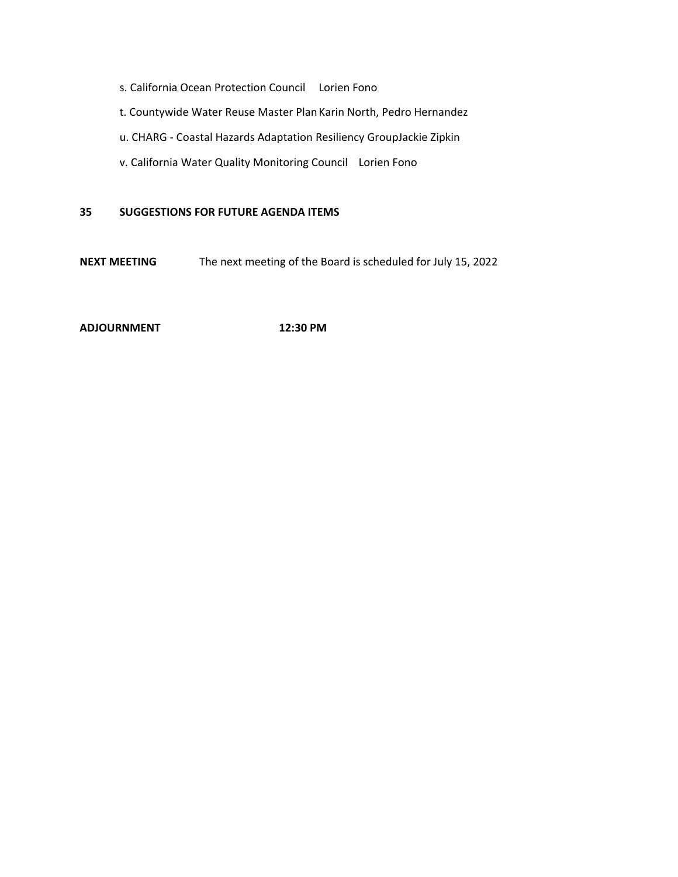s. California Ocean Protection Council Lorien Fono

t. Countywide Water Reuse Master Plan Karin North, Pedro Hernandez

u. CHARG - Coastal Hazards Adaptation Resiliency GroupJackie Zipkin

v. California Water Quality Monitoring Council Lorien Fono

**35 SUGGESTIONS FOR FUTURE AGENDA ITEMS**

**NEXT MEETING** The next meeting of the Board is scheduled for July 15, 2022

**ADJOURNMENT 12:30 PM**